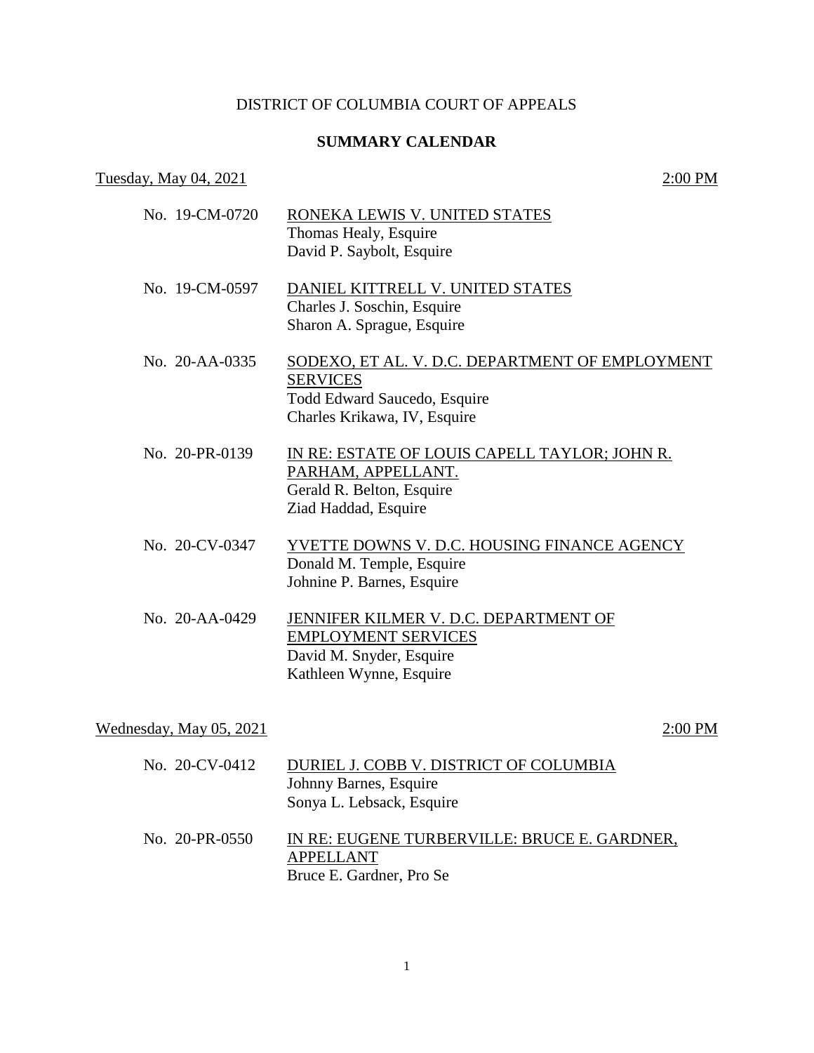DISTRICT OF COLUMBIA COURT OF APPEALS

**SUMMARY CALENDAR**

Tuesday, May 04, 2021 — 2:00 PM

No. 19-CM-0720 — RONEKA LEWIS V. UNITED STATES
Thomas Healy, Esquire
David P. Saybolt, Esquire

No. 19-CM-0597 — DANIEL KITTRELL V. UNITED STATES
Charles J. Soschin, Esquire
Sharon A. Sprague, Esquire

No. 20-AA-0335 — SODEXO, ET AL. V. D.C. DEPARTMENT OF EMPLOYMENT SERVICES
Todd Edward Saucedo, Esquire
Charles Krikawa, IV, Esquire

No. 20-PR-0139 — IN RE: ESTATE OF LOUIS CAPELL TAYLOR; JOHN R. PARHAM, APPELLANT.
Gerald R. Belton, Esquire
Ziad Haddad, Esquire

No. 20-CV-0347 — YVETTE DOWNS V. D.C. HOUSING FINANCE AGENCY
Donald M. Temple, Esquire
Johnine P. Barnes, Esquire

No. 20-AA-0429 — JENNIFER KILMER V. D.C. DEPARTMENT OF EMPLOYMENT SERVICES
David M. Snyder, Esquire
Kathleen Wynne, Esquire

Wednesday, May 05, 2021 — 2:00 PM

No. 20-CV-0412 — DURIEL J. COBB V. DISTRICT OF COLUMBIA
Johnny Barnes, Esquire
Sonya L. Lebsack, Esquire

No. 20-PR-0550 — IN RE: EUGENE TURBERVILLE: BRUCE E. GARDNER, APPELLANT
Bruce E. Gardner, Pro Se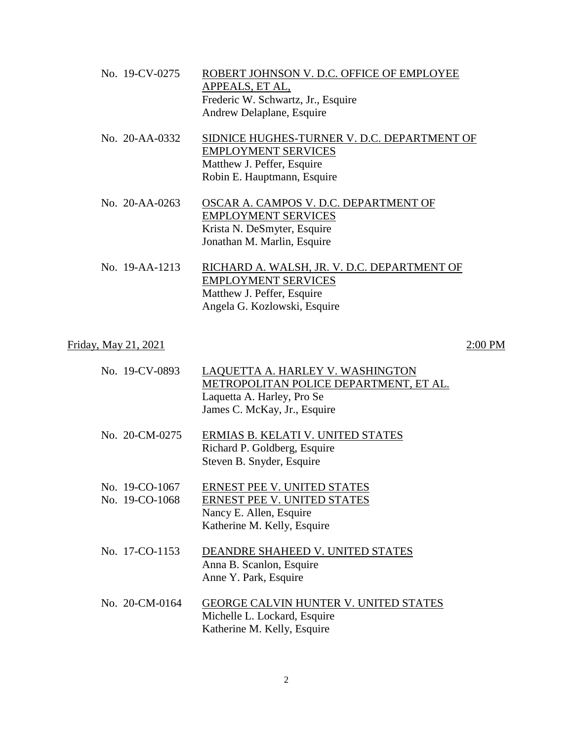No. 19-CV-0275 ROBERT JOHNSON V. D.C. OFFICE OF EMPLOYEE APPEALS, ET AL,
Frederic W. Schwartz, Jr., Esquire
Andrew Delaplane, Esquire

No. 20-AA-0332 SIDNICE HUGHES-TURNER V. D.C. DEPARTMENT OF EMPLOYMENT SERVICES
Matthew J. Peffer, Esquire
Robin E. Hauptmann, Esquire

No. 20-AA-0263 OSCAR A. CAMPOS V. D.C. DEPARTMENT OF EMPLOYMENT SERVICES
Krista N. DeSmyter, Esquire
Jonathan M. Marlin, Esquire

No. 19-AA-1213 RICHARD A. WALSH, JR. V. D.C. DEPARTMENT OF EMPLOYMENT SERVICES
Matthew J. Peffer, Esquire
Angela G. Kozlowski, Esquire

Friday, May 21, 2021 2:00 PM

No. 19-CV-0893 LAQUETTA A. HARLEY V. WASHINGTON METROPOLITAN POLICE DEPARTMENT, ET AL.
Laquetta A. Harley, Pro Se
James C. McKay, Jr., Esquire

No. 20-CM-0275 ERMIAS B. KELATI V. UNITED STATES
Richard P. Goldberg, Esquire
Steven B. Snyder, Esquire

No. 19-CO-1067 ERNEST PEE V. UNITED STATES
No. 19-CO-1068 ERNEST PEE V. UNITED STATES
Nancy E. Allen, Esquire
Katherine M. Kelly, Esquire

No. 17-CO-1153 DEANDRE SHAHEED V. UNITED STATES
Anna B. Scanlon, Esquire
Anne Y. Park, Esquire

No. 20-CM-0164 GEORGE CALVIN HUNTER V. UNITED STATES
Michelle L. Lockard, Esquire
Katherine M. Kelly, Esquire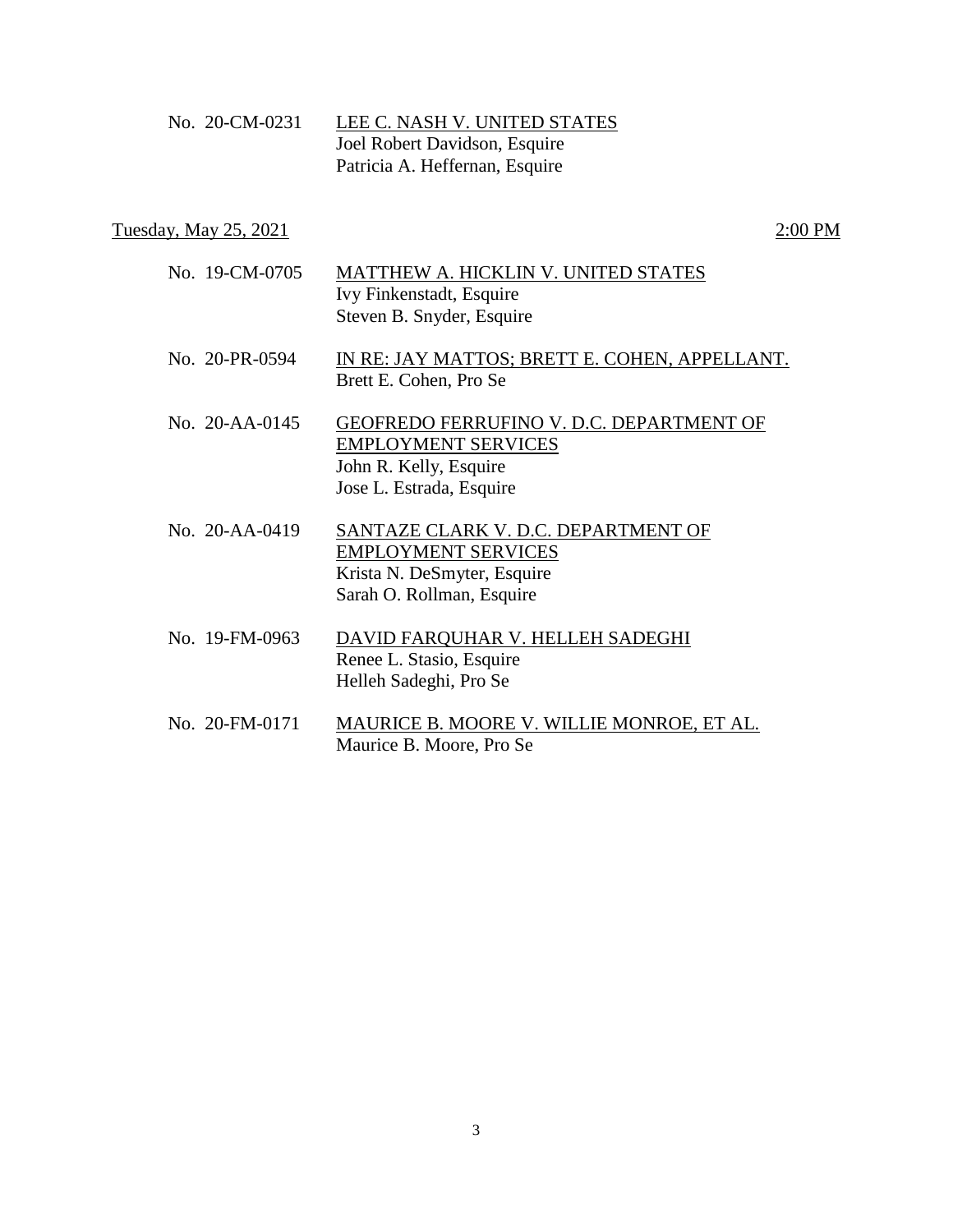No. 20-CM-0231 LEE C. NASH V. UNITED STATES
Joel Robert Davidson, Esquire
Patricia A. Heffernan, Esquire

Tuesday, May 25, 2021 2:00 PM

No. 19-CM-0705 MATTHEW A. HICKLIN V. UNITED STATES
Ivy Finkenstadt, Esquire
Steven B. Snyder, Esquire

No. 20-PR-0594 IN RE: JAY MATTOS; BRETT E. COHEN, APPELLANT.
Brett E. Cohen, Pro Se

No. 20-AA-0145 GEOFREDO FERRUFINO V. D.C. DEPARTMENT OF EMPLOYMENT SERVICES
John R. Kelly, Esquire
Jose L. Estrada, Esquire

No. 20-AA-0419 SANTAZE CLARK V. D.C. DEPARTMENT OF EMPLOYMENT SERVICES
Krista N. DeSmyter, Esquire
Sarah O. Rollman, Esquire

No. 19-FM-0963 DAVID FARQUHAR V. HELLEH SADEGHI
Renee L. Stasio, Esquire
Helleh Sadeghi, Pro Se

No. 20-FM-0171 MAURICE B. MOORE V. WILLIE MONROE, ET AL.
Maurice B. Moore, Pro Se